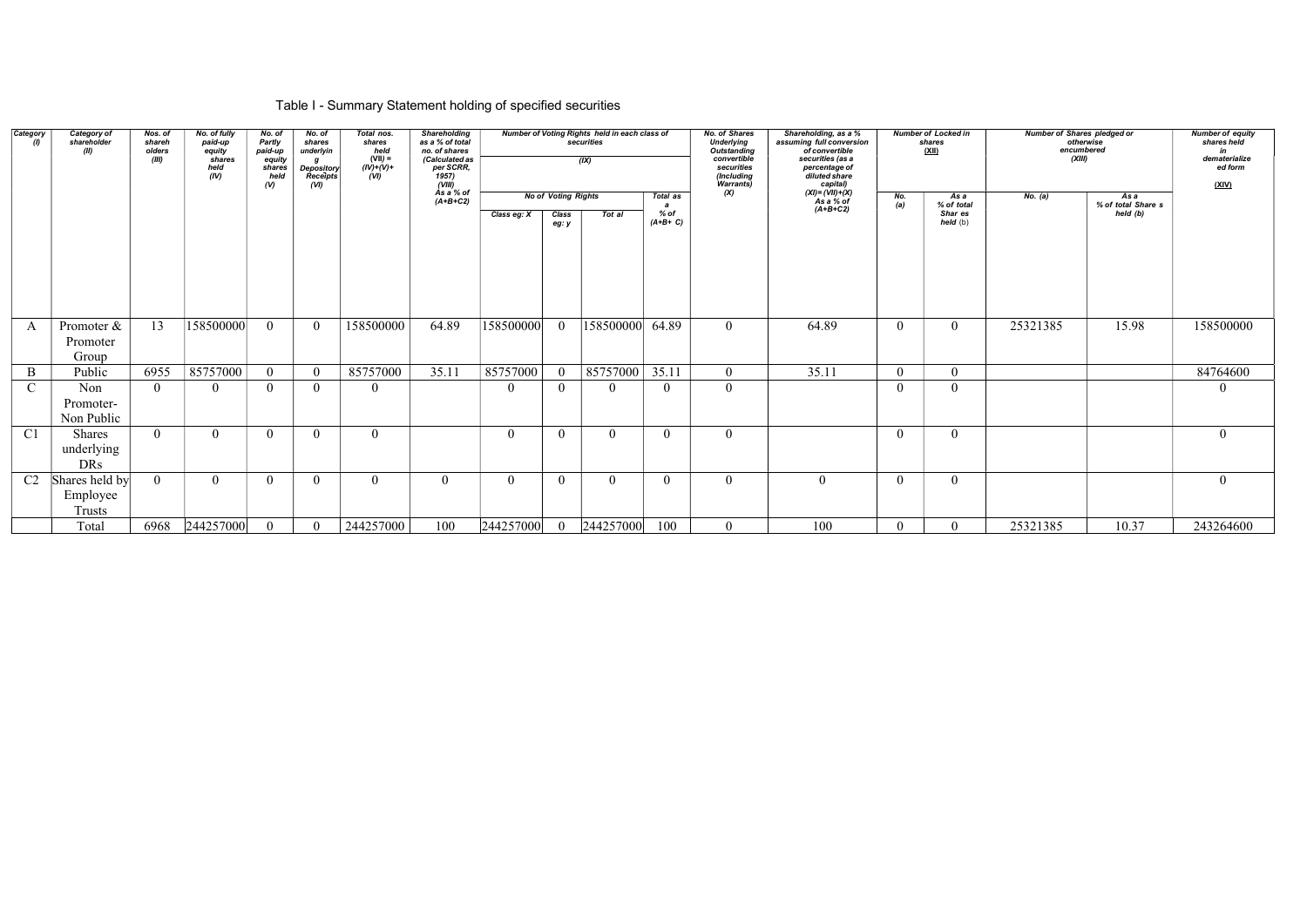# Table I - Summary Statement holding of specified securities

| Category (I) | Category of shareholder (II) | Nos. of shareholders (III) | No. of fully paid-up equity shares held (IV) | No. of Partly paid-up equity shares held (V) | No. of shares underlying Depository Receipts (VI) | Total nos. shares held (VII) = (IV)+(V)+ (VI) | Shareholding as a % of total no. of shares (Calculated as per SCRR, 1957) (VIII) As a % of (A+B+C2) | Number of Voting Rights held in each class of securities (IX) | | | | No. of Shares Underlying Outstanding convertible securities (Including Warrants) (X) | Shareholding, as a % assuming full conversion of convertible securities (as a percentage of diluted share capital) (XI)= (VII)+(X) As a % of (A+B+C2) | Number of Locked in shares (XII) | | Number of Shares pledged or otherwise encumbered (XIII) | | Number of equity shares held in dematerialized form (XIV) |
|---|---|---|---|---|---|---|---|---|---|---|---|---|---|---|---|---|---|---|
| | | | | | | | | No of Voting Rights | | | Total as a % of (A+B+ C) | | | No. (a) | As a % of total Shar es held (b) | No. (a) | As a % of total Share s held (b) | |
| | | | | | | | | Class eg: X | Class eg: y | Tot al | | | | | | | | |
| A | Promoter & Promoter Group | 13 | 158500000 | 0 | 0 | 158500000 | 64.89 | 158500000 | 0 | 158500000 | 64.89 | 0 | 64.89 | 0 | 0 | 25321385 | 15.98 | 158500000 |
| B | Public | 6955 | 85757000 | 0 | 0 | 85757000 | 35.11 | 85757000 | 0 | 85757000 | 35.11 | 0 | 35.11 | 0 | 0 | | | 84764600 |
| C | Non Promoter- Non Public | 0 | 0 | 0 | 0 | 0 | | 0 | 0 | 0 | 0 | 0 | | 0 | 0 | | | 0 |
| C1 | Shares underlying DRs | 0 | 0 | 0 | 0 | 0 | | 0 | 0 | 0 | 0 | 0 | | 0 | 0 | | | 0 |
| C2 | Shares held by Employee Trusts | 0 | 0 | 0 | 0 | 0 | 0 | 0 | 0 | 0 | 0 | 0 | 0 | 0 | 0 | | | 0 |
| | Total | 6968 | 244257000 | 0 | 0 | 244257000 | 100 | 244257000 | 0 | 244257000 | 100 | 0 | 100 | 0 | 0 | 25321385 | 10.37 | 243264600 |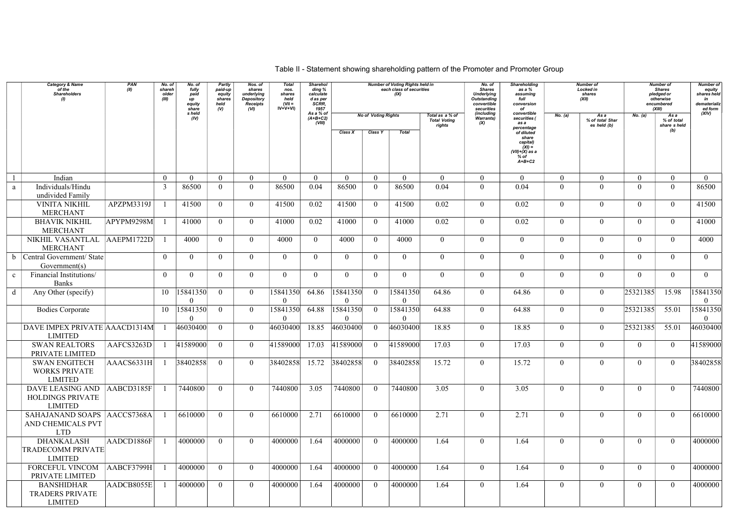# Table II - Statement showing shareholding pattern of the Promoter and Promoter Group

| | Category & Name of the Shareholders (I) | PAN (II) | No. of shareholder (III) | No. of fully paid up equity shares held (IV) | Partly paid-up equity shares held (V) | Nos. of shares underlying Depository Receipts (VI) | Total nos. shares held (VII = IV+V+VI) | Shareholding % calculated as per SCRR, 1957 As a % of (A+B+C2) (VIII) | Number of Voting Rights held in each class of securities (IX) | | | | No. of Shares Underlying Outstanding convertible securities (including Warrants) (X) | Shareholding as a % assuming full conversion of convertible securities ( as a percentage of diluted share capital) (XI) = (VII)+(X) as a % of A+B+C2 | Number of Locked in shares (XII) | | Number of Shares pledged or otherwise encumbered (XIII) | | Number of equity shares held in dematerialized form (XIV) |
|---|---|---|---|---|---|---|---|---|---|---|---|---|---|---|---|---|---|---|---|
| | | | | | | | | | No of Voting Rights | | | Total as a % of Total Voting rights | | | No. (a) | As a % of total Shares held (b) | No. (a) | As a % of total share s held (b) | |
| | | | | | | | | | Class X | Class Y | Total | | | | | | | | |
| 1 | Indian | | 0 | 0 | 0 | 0 | 0 | 0 | 0 | 0 | 0 | 0 | 0 | 0 | 0 | 0 | 0 | 0 | 0 |
| a | Individuals/Hindu undivided Family | | 3 | 86500 | 0 | 0 | 86500 | 0.04 | 86500 | 0 | 86500 | 0.04 | 0 | 0.04 | 0 | 0 | 0 | 0 | 86500 |
| | VINITA NIKHIL MERCHANT | APZPM3319J | 1 | 41500 | 0 | 0 | 41500 | 0.02 | 41500 | 0 | 41500 | 0.02 | 0 | 0.02 | 0 | 0 | 0 | 0 | 41500 |
| | BHAVIK NIKHIL MERCHANT | APYPM9298M | 1 | 41000 | 0 | 0 | 41000 | 0.02 | 41000 | 0 | 41000 | 0.02 | 0 | 0.02 | 0 | 0 | 0 | 0 | 41000 |
| | NIKHIL VASANTLAL MERCHANT | AAEPM1722D | 1 | 4000 | 0 | 0 | 4000 | 0 | 4000 | 0 | 4000 | 0 | 0 | 0 | 0 | 0 | 0 | 0 | 4000 |
| b | Central Government/ State Government(s) | | 0 | 0 | 0 | 0 | 0 | 0 | 0 | 0 | 0 | 0 | 0 | 0 | 0 | 0 | 0 | 0 | 0 |
| c | Financial Institutions/ Banks | | 0 | 0 | 0 | 0 | 0 | 0 | 0 | 0 | 0 | 0 | 0 | 0 | 0 | 0 | 0 | 0 | 0 |
| d | Any Other (specify) | | 10 | 158413500 | 0 | 0 | 158413500 | 64.86 | 158413500 | 0 | 158413500 | 64.86 | 0 | 64.86 | 0 | 0 | 25321385 | 15.98 | 158413500 |
| | Bodies Corporate | | 10 | 158413500 | 0 | 0 | 158413500 | 64.88 | 158413500 | 0 | 158413500 | 64.88 | 0 | 64.88 | 0 | 0 | 25321385 | 55.01 | 158413500 |
| | DAVE IMPEX PRIVATE LIMITED | AAACD1314M | 1 | 46030400 | 0 | 0 | 46030400 | 18.85 | 46030400 | 0 | 46030400 | 18.85 | 0 | 18.85 | 0 | 0 | 25321385 | 55.01 | 46030400 |
| | SWAN REALTORS PRIVATE LIMITED | AAFCS3263D | 1 | 41589000 | 0 | 0 | 41589000 | 17.03 | 41589000 | 0 | 41589000 | 17.03 | 0 | 17.03 | 0 | 0 | 0 | 0 | 41589000 |
| | SWAN ENGITECH WORKS PRIVATE LIMITED | AAACS6331H | 1 | 38402858 | 0 | 0 | 38402858 | 15.72 | 38402858 | 0 | 38402858 | 15.72 | 0 | 15.72 | 0 | 0 | 0 | 0 | 38402858 |
| | DAVE LEASING AND HOLDINGS PRIVATE LIMITED | AABCD3185F | 1 | 7440800 | 0 | 0 | 7440800 | 3.05 | 7440800 | 0 | 7440800 | 3.05 | 0 | 3.05 | 0 | 0 | 0 | 0 | 7440800 |
| | SAHAJANAND SOAPS AND CHEMICALS PVT LTD | AACCS7368A | 1 | 6610000 | 0 | 0 | 6610000 | 2.71 | 6610000 | 0 | 6610000 | 2.71 | 0 | 2.71 | 0 | 0 | 0 | 0 | 6610000 |
| | DHANKALASH TRADECOMM PRIVATE LIMITED | AADCD1886F | 1 | 4000000 | 0 | 0 | 4000000 | 1.64 | 4000000 | 0 | 4000000 | 1.64 | 0 | 1.64 | 0 | 0 | 0 | 0 | 4000000 |
| | FORCEFUL VINCOM PRIVATE LIMITED | AABCF3799H | 1 | 4000000 | 0 | 0 | 4000000 | 1.64 | 4000000 | 0 | 4000000 | 1.64 | 0 | 1.64 | 0 | 0 | 0 | 0 | 4000000 |
| | BANSHIDHAR TRADERS PRIVATE LIMITED | AADCB8055E | 1 | 4000000 | 0 | 0 | 4000000 | 1.64 | 4000000 | 0 | 4000000 | 1.64 | 0 | 1.64 | 0 | 0 | 0 | 0 | 4000000 |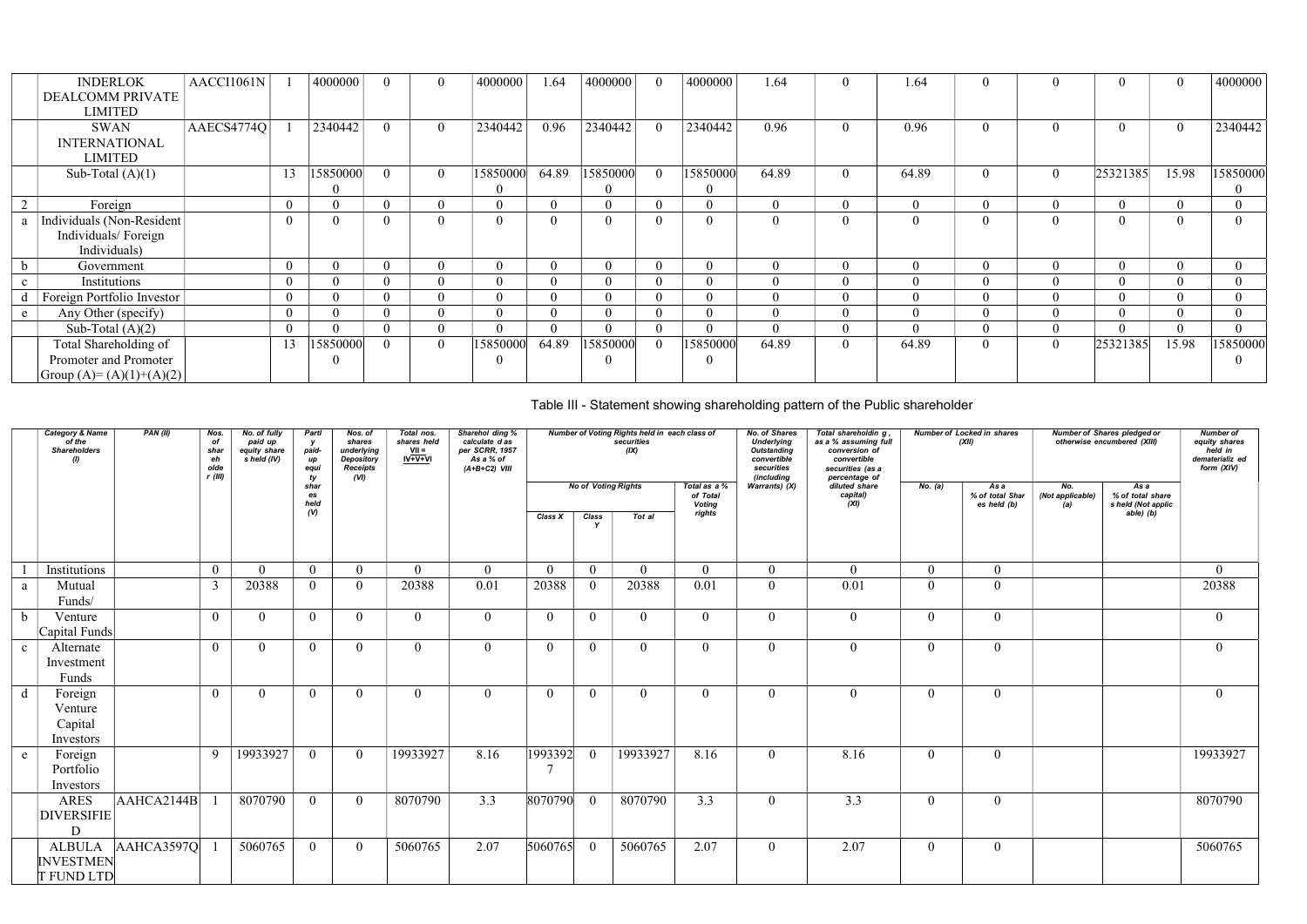| | | | | | | | | | | | | | | | | | | | | |
|---|---|---|---|---|---|---|---|---|---|---|---|---|---|---|---|---|---|---|---|---|
| | INDERLOK DEALCOMM PRIVATE LIMITED | AACCI1061N | 1 | 4000000 | 0 | 0 | 4000000 | 1.64 | 4000000 | 0 | 4000000 | 1.64 | 0 | 1.64 | 0 | 0 | 0 | 0 | 4000000 |
| | SWAN INTERNATIONAL LIMITED | AAECS4774Q | 1 | 2340442 | 0 | 0 | 2340442 | 0.96 | 2340442 | 0 | 2340442 | 0.96 | 0 | 0.96 | 0 | 0 | 0 | 0 | 2340442 |
| | Sub-Total (A)(1) | | 13 | 158500000 | 0 | 0 | 158500000 | 64.89 | 158500000 | 0 | 158500000 | 64.89 | 0 | 64.89 | 0 | 0 | 25321385 | 15.98 | 158500000 |
| 2 | Foreign | | 0 | 0 | 0 | 0 | 0 | 0 | 0 | 0 | 0 | 0 | 0 | 0 | 0 | 0 | 0 | 0 | 0 |
| a | Individuals (Non-Resident Individuals/ Foreign Individuals) | | 0 | 0 | 0 | 0 | 0 | 0 | 0 | 0 | 0 | 0 | 0 | 0 | 0 | 0 | 0 | 0 | 0 |
| b | Government | | 0 | 0 | 0 | 0 | 0 | 0 | 0 | 0 | 0 | 0 | 0 | 0 | 0 | 0 | 0 | 0 | 0 |
| c | Institutions | | 0 | 0 | 0 | 0 | 0 | 0 | 0 | 0 | 0 | 0 | 0 | 0 | 0 | 0 | 0 | 0 | 0 |
| d | Foreign Portfolio Investor | | 0 | 0 | 0 | 0 | 0 | 0 | 0 | 0 | 0 | 0 | 0 | 0 | 0 | 0 | 0 | 0 | 0 |
| e | Any Other (specify) | | 0 | 0 | 0 | 0 | 0 | 0 | 0 | 0 | 0 | 0 | 0 | 0 | 0 | 0 | 0 | 0 | 0 |
| | Sub-Total (A)(2) | | 0 | 0 | 0 | 0 | 0 | 0 | 0 | 0 | 0 | 0 | 0 | 0 | 0 | 0 | 0 | 0 | 0 |
| | Total Shareholding of Promoter and Promoter Group (A)= (A)(1)+(A)(2) | | 13 | 158500000 | 0 | 0 | 158500000 | 64.89 | 158500000 | 0 | 158500000 | 64.89 | 0 | 64.89 | 0 | 0 | 25321385 | 15.98 | 158500000 |

Table III - Statement showing shareholding pattern of the Public shareholder

| | Category & Name of the Shareholders (I) | PAN (II) | Nos. of shareholder (III) | No. of fully paid up equity share s held (IV) | Partly paid-up equity shares held (V) | Nos. of shares underlying Depository Receipts (VI) | Total nos. shares held VII = IV+V+VI | Shareholding % calculated as per SCRR, 1957 As a % of (A+B+C2) VIII | Number of Voting Rights held in each class of securities (IX) | | | | No. of Shares Underlying Outstanding convertible securities (including Warrants) (X) | Total shareholding , as a % assuming full conversion of convertible securities (as a percentage of diluted share capital) (XI) | Number of Locked in shares (XII) | | Number of Shares pledged or otherwise encumbered (XIII) | | Number of equity shares held in dematerialized form (XIV) |
|---|---|---|---|---|---|---|---|---|---|---|---|---|---|---|---|---|---|---|---|
| | | | | | | | | | No of Voting Rights | | | Total as a % of Total Voting rights | | | No. (a) | As a % of total Shares held (b) | No. (Not applicable) (a) | As a % of total shares held (Not applicable) (b) | |
| | | | | | | | | | Class X | Class Y | Total | | | | | | | | |
| 1 | Institutions | | 0 | 0 | 0 | 0 | 0 | 0 | 0 | 0 | 0 | 0 | 0 | 0 | 0 | 0 | | | 0 |
| a | Mutual Funds/ | | 3 | 20388 | 0 | 0 | 20388 | 0.01 | 20388 | 0 | 20388 | 0.01 | 0 | 0.01 | 0 | 0 | | | 20388 |
| b | Venture Capital Funds | | 0 | 0 | 0 | 0 | 0 | 0 | 0 | 0 | 0 | 0 | 0 | 0 | 0 | 0 | | | 0 |
| c | Alternate Investment Funds | | 0 | 0 | 0 | 0 | 0 | 0 | 0 | 0 | 0 | 0 | 0 | 0 | 0 | 0 | | | 0 |
| d | Foreign Venture Capital Investors | | 0 | 0 | 0 | 0 | 0 | 0 | 0 | 0 | 0 | 0 | 0 | 0 | 0 | 0 | | | 0 |
| e | Foreign Portfolio Investors | | 9 | 19933927 | 0 | 0 | 19933927 | 8.16 | 19933927 | 0 | 19933927 | 8.16 | 0 | 8.16 | 0 | 0 | | | 19933927 |
| | ARES DIVERSIFIED | AAHCA2144B | 1 | 8070790 | 0 | 0 | 8070790 | 3.3 | 8070790 | 0 | 8070790 | 3.3 | 0 | 3.3 | 0 | 0 | | | 8070790 |
| | ALBULA INVESTMENT FUND LTD | AAHCA3597Q | 1 | 5060765 | 0 | 0 | 5060765 | 2.07 | 5060765 | 0 | 5060765 | 2.07 | 0 | 2.07 | 0 | 0 | | | 5060765 |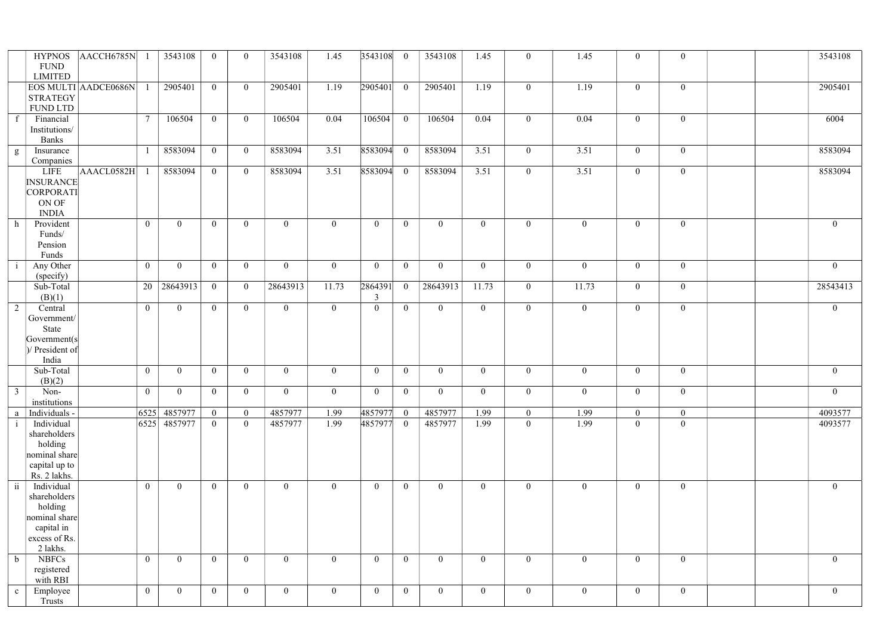| | | | | | | | | | | | | | | | | | | |
|---|---|---|---|---|---|---|---|---|---|---|---|---|---|---|---|---|---|---|
| | HYPNOS FUND LIMITED | AACCH6785N | 1 | 3543108 | 0 | 0 | 3543108 | 1.45 | 3543108 | 0 | 3543108 | 1.45 | 0 | 1.45 | 0 | 0 | | | 3543108 |
| | EOS MULTI STRATEGY FUND LTD | AADCE0686N | 1 | 2905401 | 0 | 0 | 2905401 | 1.19 | 2905401 | 0 | 2905401 | 1.19 | 0 | 1.19 | 0 | 0 | | | 2905401 |
| f | Financial Institutions/ Banks | | 7 | 106504 | 0 | 0 | 106504 | 0.04 | 106504 | 0 | 106504 | 0.04 | 0 | 0.04 | 0 | 0 | | | 6004 |
| g | Insurance Companies | | 1 | 8583094 | 0 | 0 | 8583094 | 3.51 | 8583094 | 0 | 8583094 | 3.51 | 0 | 3.51 | 0 | 0 | | | 8583094 |
| | LIFE INSURANCE CORPORATION OF INDIA | AAACL0582H | 1 | 8583094 | 0 | 0 | 8583094 | 3.51 | 8583094 | 0 | 8583094 | 3.51 | 0 | 3.51 | 0 | 0 | | | 8583094 |
| h | Provident Funds/ Pension Funds | | 0 | 0 | 0 | 0 | 0 | 0 | 0 | 0 | 0 | 0 | 0 | 0 | 0 | 0 | | | 0 |
| i | Any Other (specify) | | 0 | 0 | 0 | 0 | 0 | 0 | 0 | 0 | 0 | 0 | 0 | 0 | 0 | 0 | | | 0 |
| | Sub-Total (B)(1) | | 20 | 28643913 | 0 | 0 | 28643913 | 11.73 | 28643913 | 0 | 28643913 | 11.73 | 0 | 11.73 | 0 | 0 | | | 28543413 |
| 2 | Central Government/ State Government(s)/ President of India | | 0 | 0 | 0 | 0 | 0 | 0 | 0 | 0 | 0 | 0 | 0 | 0 | 0 | 0 | | | 0 |
| | Sub-Total (B)(2) | | 0 | 0 | 0 | 0 | 0 | 0 | 0 | 0 | 0 | 0 | 0 | 0 | 0 | 0 | | | 0 |
| 3 | Non-institutions | | 0 | 0 | 0 | 0 | 0 | 0 | 0 | 0 | 0 | 0 | 0 | 0 | 0 | 0 | | | 0 |
| a | Individuals - | | 6525 | 4857977 | 0 | 0 | 4857977 | 1.99 | 4857977 | 0 | 4857977 | 1.99 | 0 | 1.99 | 0 | 0 | | | 4093577 |
| i | Individual shareholders holding nominal share capital up to Rs. 2 lakhs. | | 6525 | 4857977 | 0 | 0 | 4857977 | 1.99 | 4857977 | 0 | 4857977 | 1.99 | 0 | 1.99 | 0 | 0 | | | 4093577 |
| ii | Individual shareholders holding nominal share capital in excess of Rs. 2 lakhs. | | 0 | 0 | 0 | 0 | 0 | 0 | 0 | 0 | 0 | 0 | 0 | 0 | 0 | 0 | | | 0 |
| b | NBFCs registered with RBI | | 0 | 0 | 0 | 0 | 0 | 0 | 0 | 0 | 0 | 0 | 0 | 0 | 0 | 0 | | | 0 |
| c | Employee Trusts | | 0 | 0 | 0 | 0 | 0 | 0 | 0 | 0 | 0 | 0 | 0 | 0 | 0 | 0 | | | 0 |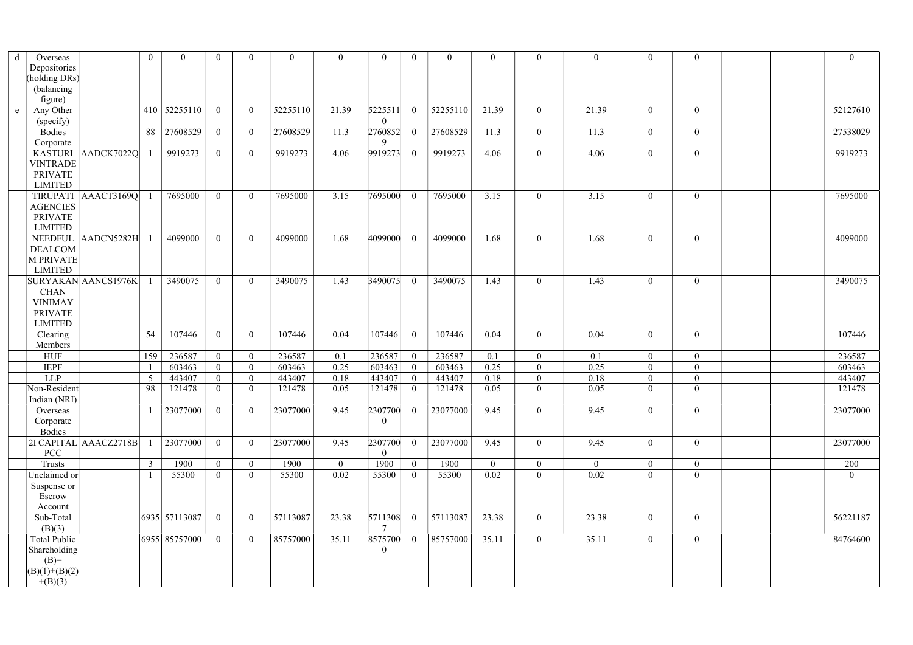| | | | | | | | | | | | | | | | | | | |
|---|---|---|---|---|---|---|---|---|---|---|---|---|---|---|---|---|---|---|
| d | Overseas Depositories (holding DRs) (balancing figure) | | 0 | 0 | 0 | 0 | 0 | 0 | 0 | 0 | 0 | 0 | 0 | 0 | 0 | 0 | | | 0 |
| e | Any Other (specify) | | 410 | 52255110 | 0 | 0 | 52255110 | 21.39 | 52255110 | 0 | 52255110 | 21.39 | 0 | 21.39 | 0 | 0 | | | 52127610 |
| | Bodies Corporate | | 88 | 27608529 | 0 | 0 | 27608529 | 11.3 | 27608529 | 0 | 27608529 | 11.3 | 0 | 11.3 | 0 | 0 | | | 27538029 |
| | KASTURI VINTRADE PRIVATE LIMITED | AADCK7022Q | 1 | 9919273 | 0 | 0 | 9919273 | 4.06 | 9919273 | 0 | 9919273 | 4.06 | 0 | 4.06 | 0 | 0 | | | 9919273 |
| | TIRUPATI AGENCIES PRIVATE LIMITED | AAACT3169Q | 1 | 7695000 | 0 | 0 | 7695000 | 3.15 | 7695000 | 0 | 7695000 | 3.15 | 0 | 3.15 | 0 | 0 | | | 7695000 |
| | NEEDFUL DEALCOM M PRIVATE LIMITED | AADCN5282H | 1 | 4099000 | 0 | 0 | 4099000 | 1.68 | 4099000 | 0 | 4099000 | 1.68 | 0 | 1.68 | 0 | 0 | | | 4099000 |
| | SURYAKAN CHAN VINIMAY PRIVATE LIMITED | AANCS1976K | 1 | 3490075 | 0 | 0 | 3490075 | 1.43 | 3490075 | 0 | 3490075 | 1.43 | 0 | 1.43 | 0 | 0 | | | 3490075 |
| | Clearing Members | | 54 | 107446 | 0 | 0 | 107446 | 0.04 | 107446 | 0 | 107446 | 0.04 | 0 | 0.04 | 0 | 0 | | | 107446 |
| | HUF | | 159 | 236587 | 0 | 0 | 236587 | 0.1 | 236587 | 0 | 236587 | 0.1 | 0 | 0.1 | 0 | 0 | | | 236587 |
| | IEPF | | 1 | 603463 | 0 | 0 | 603463 | 0.25 | 603463 | 0 | 603463 | 0.25 | 0 | 0.25 | 0 | 0 | | | 603463 |
| | LLP | | 5 | 443407 | 0 | 0 | 443407 | 0.18 | 443407 | 0 | 443407 | 0.18 | 0 | 0.18 | 0 | 0 | | | 443407 |
| | Non-Resident Indian (NRI) | | 98 | 121478 | 0 | 0 | 121478 | 0.05 | 121478 | 0 | 121478 | 0.05 | 0 | 0.05 | 0 | 0 | | | 121478 |
| | Overseas Corporate Bodies | | 1 | 23077000 | 0 | 0 | 23077000 | 9.45 | 23077000 | 0 | 23077000 | 9.45 | 0 | 9.45 | 0 | 0 | | | 23077000 |
| | 2I CAPITAL PCC | AAACZ2718B | 1 | 23077000 | 0 | 0 | 23077000 | 9.45 | 23077000 | 0 | 23077000 | 9.45 | 0 | 9.45 | 0 | 0 | | | 23077000 |
| | Trusts | | 3 | 1900 | 0 | 0 | 1900 | 0 | 1900 | 0 | 1900 | 0 | 0 | 0 | 0 | 0 | | | 200 |
| | Unclaimed or Suspense or Escrow Account | | 1 | 55300 | 0 | 0 | 55300 | 0.02 | 55300 | 0 | 55300 | 0.02 | 0 | 0.02 | 0 | 0 | | | 0 |
| | Sub-Total (B)(3) | | 6935 | 57113087 | 0 | 0 | 57113087 | 23.38 | 57113087 | 0 | 57113087 | 23.38 | 0 | 23.38 | 0 | 0 | | | 56221187 |
| | Total Public Shareholding (B)= (B)(1)+(B)(2) +(B)(3) | | 6955 | 85757000 | 0 | 0 | 85757000 | 35.11 | 85757000 | 0 | 85757000 | 35.11 | 0 | 35.11 | 0 | 0 | | | 84764600 |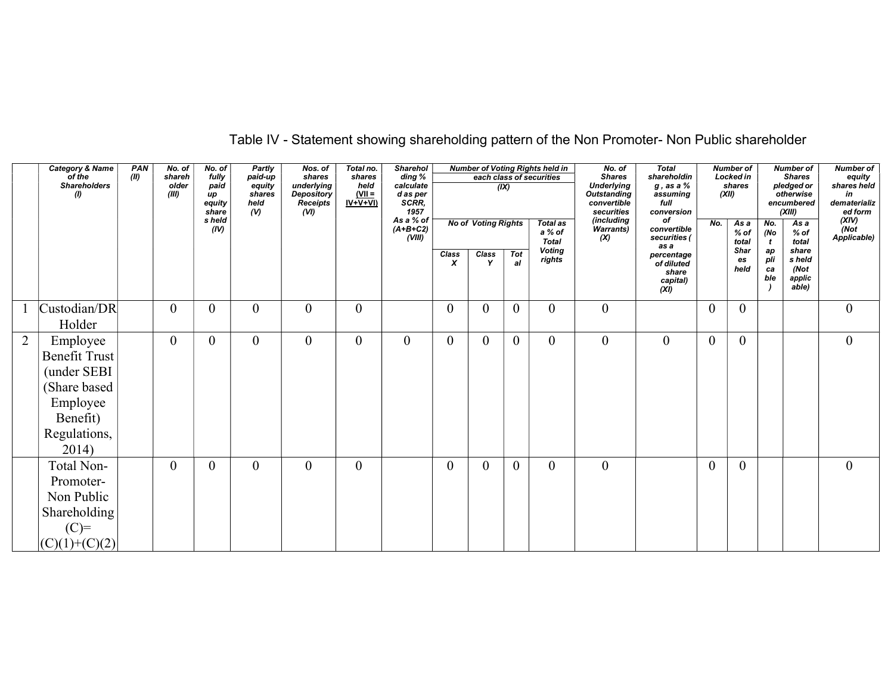## Table IV - Statement showing shareholding pattern of the Non Promoter- Non Public shareholder

| | Category & Name of the Shareholders (I) | PAN (II) | No. of shareholder (III) | No. of fully paid up equity shares held (IV) | Partly paid-up equity shares held (V) | Nos. of shares underlying Depository Receipts (VI) | Total no. shares held (VII = IV+V+VI) | Shareholding % calculated as per SCRR, 1957 As a % of (A+B+C2) (VIII) | Number of Voting Rights held in each class of securities (IX) | | | | No. of Shares Underlying Outstanding convertible securities (including Warrants) (X) | Total shareholding , as a % assuming full conversion of convertible securities ( as a percentage of diluted share capital) (XI) | Number of Locked in shares (XII) | | Number of Shares pledged or otherwise encumbered (XIII) | | Number of equity shares held in dematerialized form (XIV) (Not Applicable) |
|---|---|---|---|---|---|---|---|---|---|---|---|---|---|---|---|---|---|---|---|
| | | | | | | | | | No of Voting Rights | | | Total as a % of Total Voting rights | | | No. | As a % of total Shares held | No. (Not applicable) | As a % of total shares held (Not applicable) | |
| | | | | | | | | | Class X | Class Y | Total | | | | | | | | |
| 1 | Custodian/DR Holder | | 0 | 0 | 0 | 0 | 0 | | 0 | 0 | 0 | 0 | 0 | | 0 | 0 | | | 0 |
| 2 | Employee Benefit Trust (under SEBI (Share based Employee Benefit) Regulations, 2014) | | 0 | 0 | 0 | 0 | 0 | 0 | 0 | 0 | 0 | 0 | 0 | 0 | 0 | 0 | | | 0 |
| | Total Non-Promoter-Non Public Shareholding (C)= (C)(1)+(C)(2) | | 0 | 0 | 0 | 0 | 0 | | 0 | 0 | 0 | 0 | 0 | | 0 | 0 | | | 0 |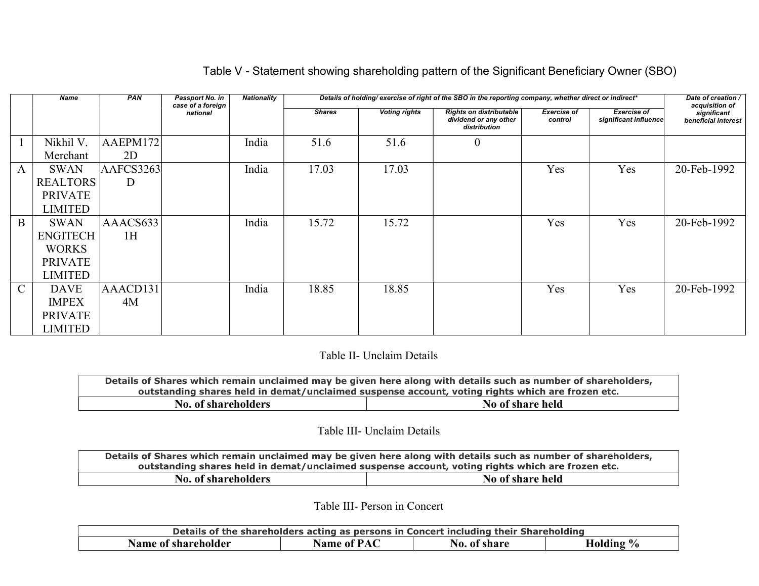## Table V - Statement showing shareholding pattern of the Significant Beneficiary Owner (SBO)

| | Name | PAN | Passport No. in case of a foreign national | Nationality | Details of holding/ exercise of right of the SBO in the reporting company, whether direct or indirect* | | | | | Date of creation / acquisition of significant beneficial interest |
|---|---|---|---|---|---|---|---|---|---|---|
| | | | | | Shares | Voting rights | Rights on distributable dividend or any other distribution | Exercise of control | Exercise of significant influence | |
| 1 | Nikhil V. Merchant | AAEPM1722D | | India | 51.6 | 51.6 | 0 | | | |
| A | SWAN REALTORS PRIVATE LIMITED | AAFCS3263D | | India | 17.03 | 17.03 | | Yes | Yes | 20-Feb-1992 |
| B | SWAN ENGITECH WORKS PRIVATE LIMITED | AAACS6331H | | India | 15.72 | 15.72 | | Yes | Yes | 20-Feb-1992 |
| C | DAVE IMPEX PRIVATE LIMITED | AAACD1314M | | India | 18.85 | 18.85 | | Yes | Yes | 20-Feb-1992 |

### Table II- Unclaim Details

| Details of Shares which remain unclaimed may be given here along with details such as number of shareholders, outstanding shares held in demat/unclaimed suspense account, voting rights which are frozen etc. | |
|---|---|
| **No. of shareholders** | **No of share held** |

### Table III- Unclaim Details

| Details of Shares which remain unclaimed may be given here along with details such as number of shareholders, outstanding shares held in demat/unclaimed suspense account, voting rights which are frozen etc. | |
|---|---|
| **No. of shareholders** | **No of share held** |

### Table III- Person in Concert

| Details of the shareholders acting as persons in Concert including their Shareholding | | | |
|---|---|---|---|
| **Name of shareholder** | **Name of PAC** | **No. of share** | **Holding %** |